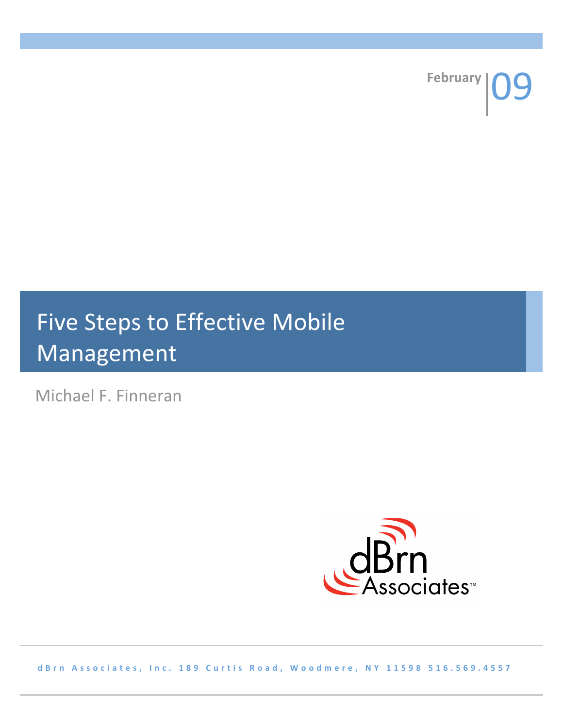February 09

# Five Steps to Effective Mobile Management

Michael F. Finneran

dBrn Associates™

dBrn Associates, Inc. 189 Curtis Road, Woodmere, NY 11598 516.569.4557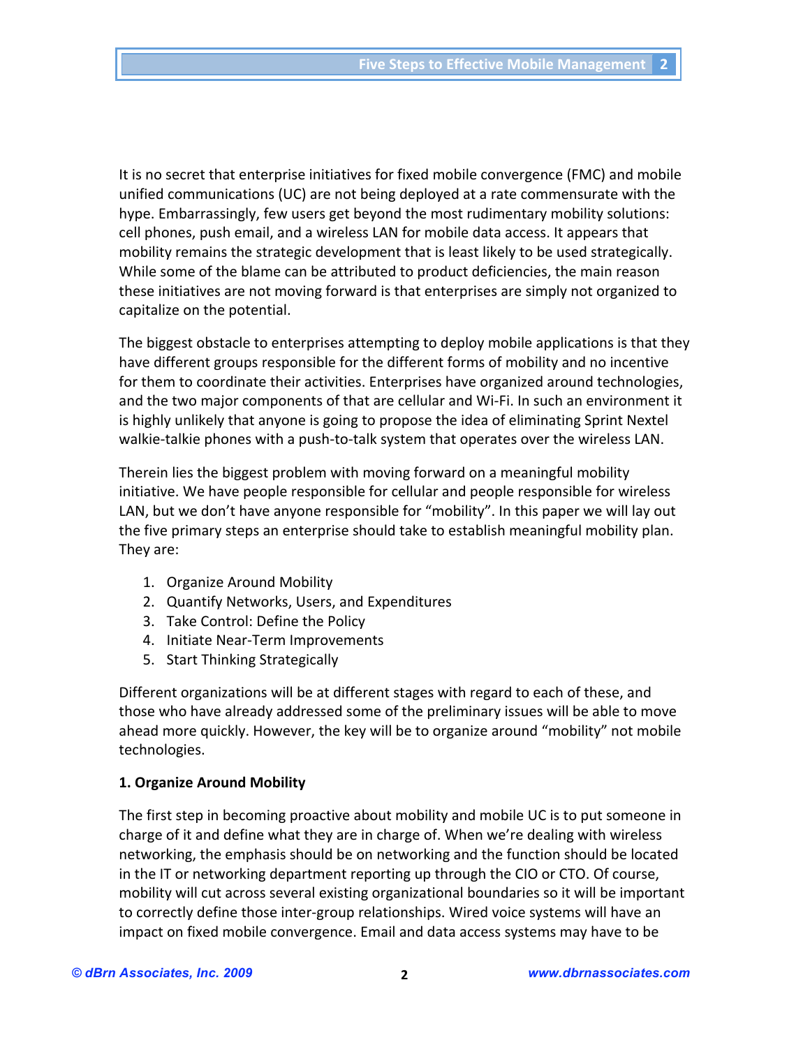It is no secret that enterprise initiatives for fixed mobile convergence (FMC) and mobile unified communications (UC) are not being deployed at a rate commensurate with the hype. Embarrassingly, few users get beyond the most rudimentary mobility solutions: cell phones, push email, and a wireless LAN for mobile data access. It appears that mobility remains the strategic development that is least likely to be used strategically. While some of the blame can be attributed to product deficiencies, the main reason these initiatives are not moving forward is that enterprises are simply not organized to capitalize on the potential.

The biggest obstacle to enterprises attempting to deploy mobile applications is that they have different groups responsible for the different forms of mobility and no incentive for them to coordinate their activities. Enterprises have organized around technologies, and the two major components of that are cellular and Wi-Fi. In such an environment it is highly unlikely that anyone is going to propose the idea of eliminating Sprint Nextel walkie-talkie phones with a push-to-talk system that operates over the wireless LAN.

Therein lies the biggest problem with moving forward on a meaningful mobility initiative. We have people responsible for cellular and people responsible for wireless LAN, but we don't have anyone responsible for "mobility". In this paper we will lay out the five primary steps an enterprise should take to establish meaningful mobility plan. They are:

1. Organize Around Mobility
2. Quantify Networks, Users, and Expenditures
3. Take Control: Define the Policy
4. Initiate Near-Term Improvements
5. Start Thinking Strategically

Different organizations will be at different stages with regard to each of these, and those who have already addressed some of the preliminary issues will be able to move ahead more quickly. However, the key will be to organize around "mobility" not mobile technologies.

**1. Organize Around Mobility**

The first step in becoming proactive about mobility and mobile UC is to put someone in charge of it and define what they are in charge of. When we're dealing with wireless networking, the emphasis should be on networking and the function should be located in the IT or networking department reporting up through the CIO or CTO. Of course, mobility will cut across several existing organizational boundaries so it will be important to correctly define those inter-group relationships. Wired voice systems will have an impact on fixed mobile convergence. Email and data access systems may have to be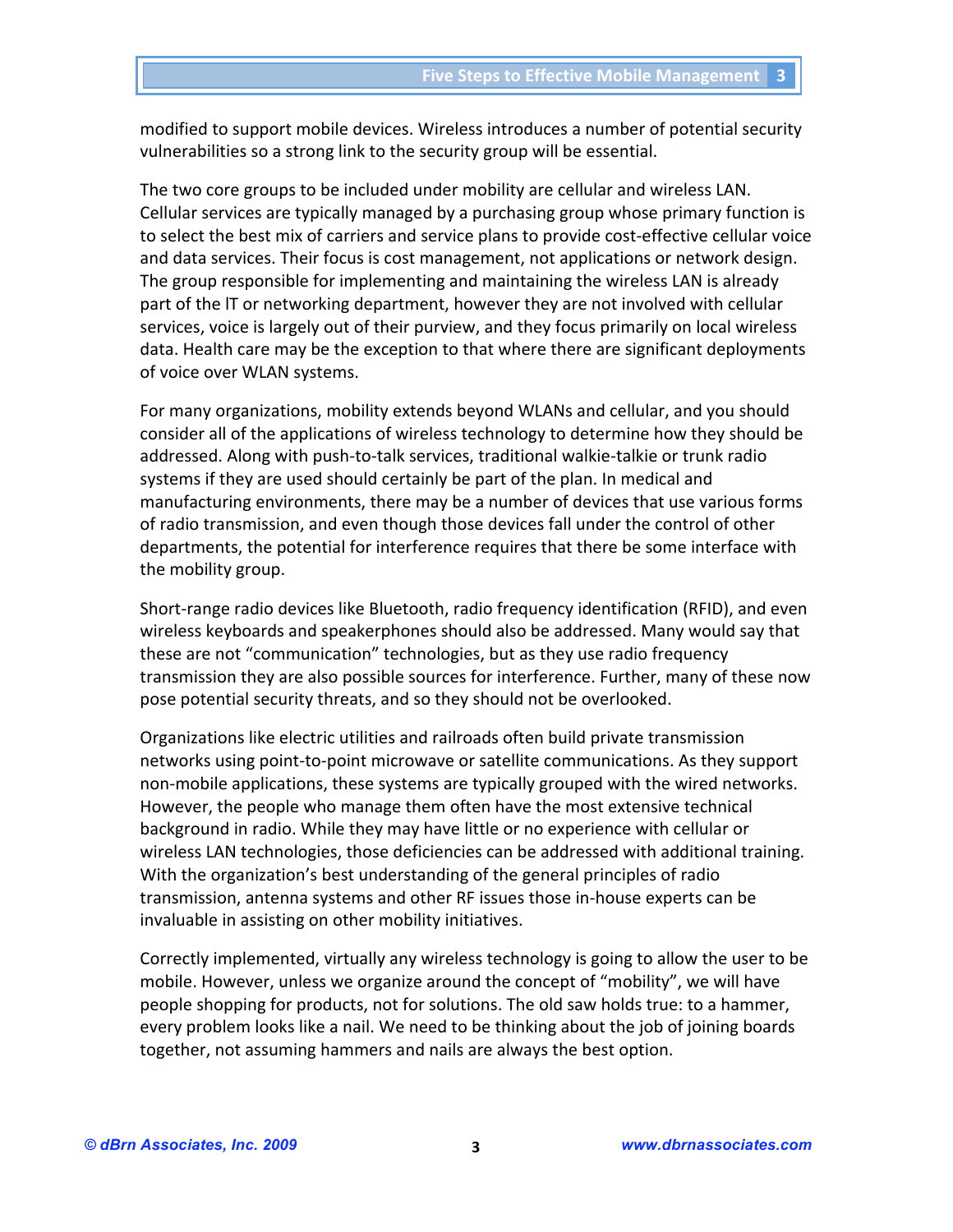modified to support mobile devices. Wireless introduces a number of potential security vulnerabilities so a strong link to the security group will be essential.

The two core groups to be included under mobility are cellular and wireless LAN. Cellular services are typically managed by a purchasing group whose primary function is to select the best mix of carriers and service plans to provide cost-effective cellular voice and data services. Their focus is cost management, not applications or network design. The group responsible for implementing and maintaining the wireless LAN is already part of the IT or networking department, however they are not involved with cellular services, voice is largely out of their purview, and they focus primarily on local wireless data. Health care may be the exception to that where there are significant deployments of voice over WLAN systems.

For many organizations, mobility extends beyond WLANs and cellular, and you should consider all of the applications of wireless technology to determine how they should be addressed. Along with push-to-talk services, traditional walkie-talkie or trunk radio systems if they are used should certainly be part of the plan. In medical and manufacturing environments, there may be a number of devices that use various forms of radio transmission, and even though those devices fall under the control of other departments, the potential for interference requires that there be some interface with the mobility group.

Short-range radio devices like Bluetooth, radio frequency identification (RFID), and even wireless keyboards and speakerphones should also be addressed. Many would say that these are not "communication" technologies, but as they use radio frequency transmission they are also possible sources for interference. Further, many of these now pose potential security threats, and so they should not be overlooked.

Organizations like electric utilities and railroads often build private transmission networks using point-to-point microwave or satellite communications. As they support non-mobile applications, these systems are typically grouped with the wired networks. However, the people who manage them often have the most extensive technical background in radio. While they may have little or no experience with cellular or wireless LAN technologies, those deficiencies can be addressed with additional training. With the organization's best understanding of the general principles of radio transmission, antenna systems and other RF issues those in-house experts can be invaluable in assisting on other mobility initiatives.

Correctly implemented, virtually any wireless technology is going to allow the user to be mobile. However, unless we organize around the concept of "mobility", we will have people shopping for products, not for solutions. The old saw holds true: to a hammer, every problem looks like a nail. We need to be thinking about the job of joining boards together, not assuming hammers and nails are always the best option.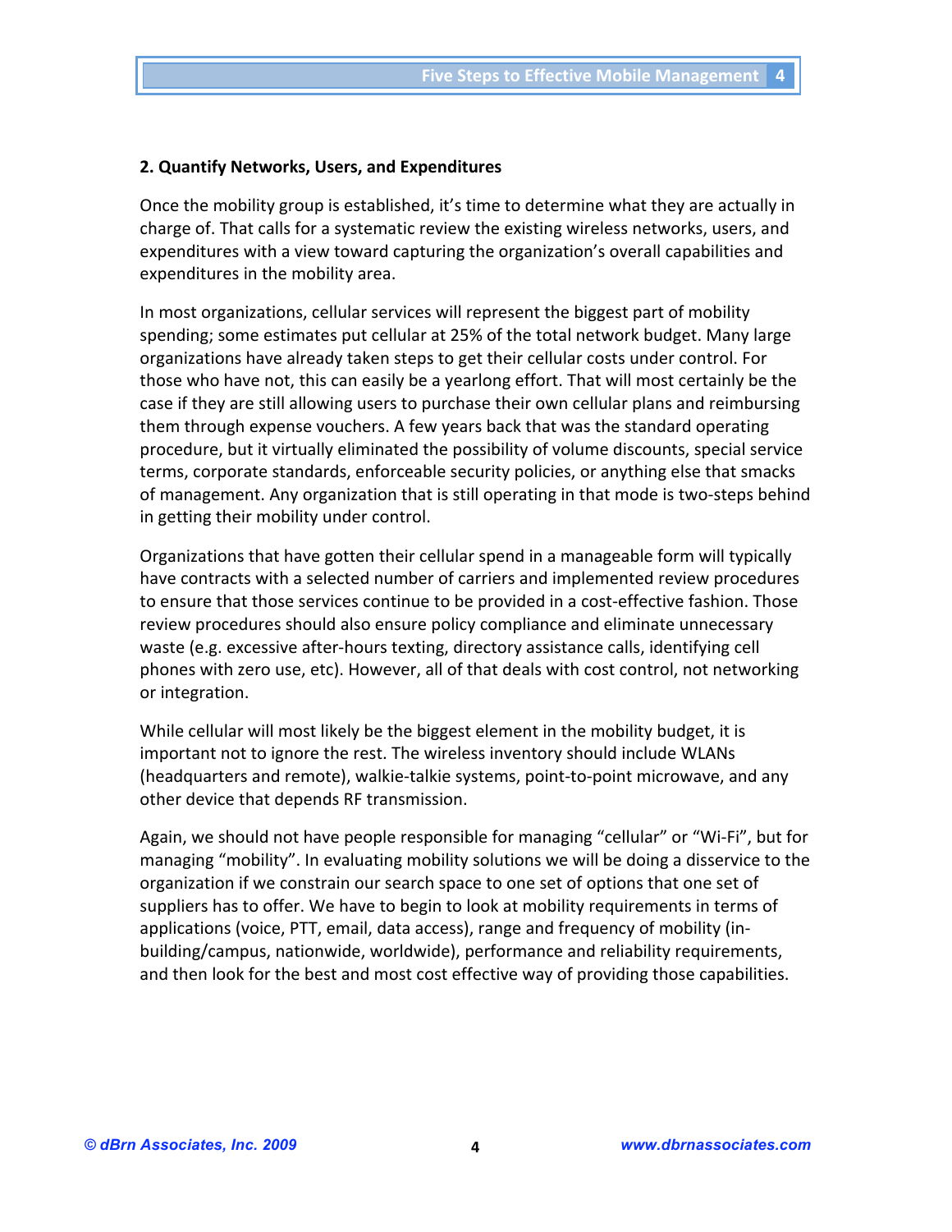## 2. Quantify Networks, Users, and Expenditures

Once the mobility group is established, it's time to determine what they are actually in charge of. That calls for a systematic review the existing wireless networks, users, and expenditures with a view toward capturing the organization's overall capabilities and expenditures in the mobility area.

In most organizations, cellular services will represent the biggest part of mobility spending; some estimates put cellular at 25% of the total network budget. Many large organizations have already taken steps to get their cellular costs under control. For those who have not, this can easily be a yearlong effort. That will most certainly be the case if they are still allowing users to purchase their own cellular plans and reimbursing them through expense vouchers. A few years back that was the standard operating procedure, but it virtually eliminated the possibility of volume discounts, special service terms, corporate standards, enforceable security policies, or anything else that smacks of management. Any organization that is still operating in that mode is two-steps behind in getting their mobility under control.

Organizations that have gotten their cellular spend in a manageable form will typically have contracts with a selected number of carriers and implemented review procedures to ensure that those services continue to be provided in a cost-effective fashion. Those review procedures should also ensure policy compliance and eliminate unnecessary waste (e.g. excessive after-hours texting, directory assistance calls, identifying cell phones with zero use, etc). However, all of that deals with cost control, not networking or integration.

While cellular will most likely be the biggest element in the mobility budget, it is important not to ignore the rest. The wireless inventory should include WLANs (headquarters and remote), walkie-talkie systems, point-to-point microwave, and any other device that depends RF transmission.

Again, we should not have people responsible for managing "cellular" or "Wi-Fi", but for managing "mobility". In evaluating mobility solutions we will be doing a disservice to the organization if we constrain our search space to one set of options that one set of suppliers has to offer. We have to begin to look at mobility requirements in terms of applications (voice, PTT, email, data access), range and frequency of mobility (in-building/campus, nationwide, worldwide), performance and reliability requirements, and then look for the best and most cost effective way of providing those capabilities.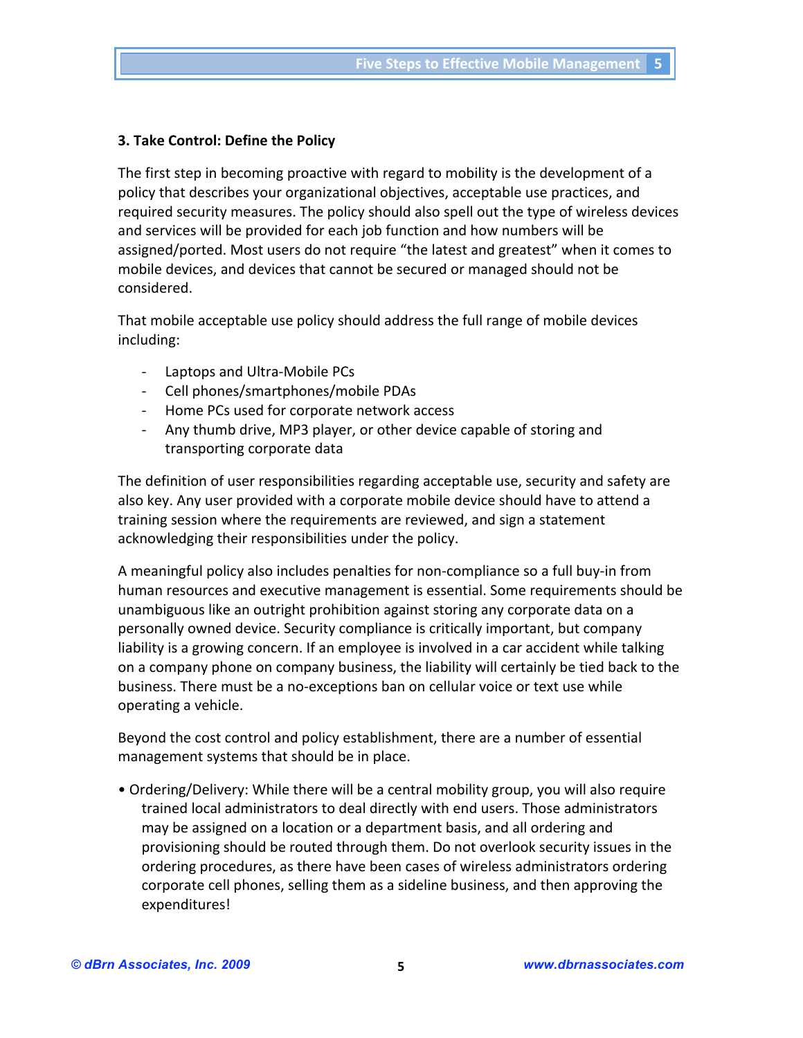### 3. Take Control: Define the Policy

The first step in becoming proactive with regard to mobility is the development of a policy that describes your organizational objectives, acceptable use practices, and required security measures. The policy should also spell out the type of wireless devices and services will be provided for each job function and how numbers will be assigned/ported. Most users do not require "the latest and greatest" when it comes to mobile devices, and devices that cannot be secured or managed should not be considered.

That mobile acceptable use policy should address the full range of mobile devices including:

- Laptops and Ultra-Mobile PCs
- Cell phones/smartphones/mobile PDAs
- Home PCs used for corporate network access
- Any thumb drive, MP3 player, or other device capable of storing and transporting corporate data

The definition of user responsibilities regarding acceptable use, security and safety are also key. Any user provided with a corporate mobile device should have to attend a training session where the requirements are reviewed, and sign a statement acknowledging their responsibilities under the policy.

A meaningful policy also includes penalties for non-compliance so a full buy-in from human resources and executive management is essential. Some requirements should be unambiguous like an outright prohibition against storing any corporate data on a personally owned device. Security compliance is critically important, but company liability is a growing concern. If an employee is involved in a car accident while talking on a company phone on company business, the liability will certainly be tied back to the business. There must be a no-exceptions ban on cellular voice or text use while operating a vehicle.

Beyond the cost control and policy establishment, there are a number of essential management systems that should be in place.

- Ordering/Delivery: While there will be a central mobility group, you will also require trained local administrators to deal directly with end users. Those administrators may be assigned on a location or a department basis, and all ordering and provisioning should be routed through them. Do not overlook security issues in the ordering procedures, as there have been cases of wireless administrators ordering corporate cell phones, selling them as a sideline business, and then approving the expenditures!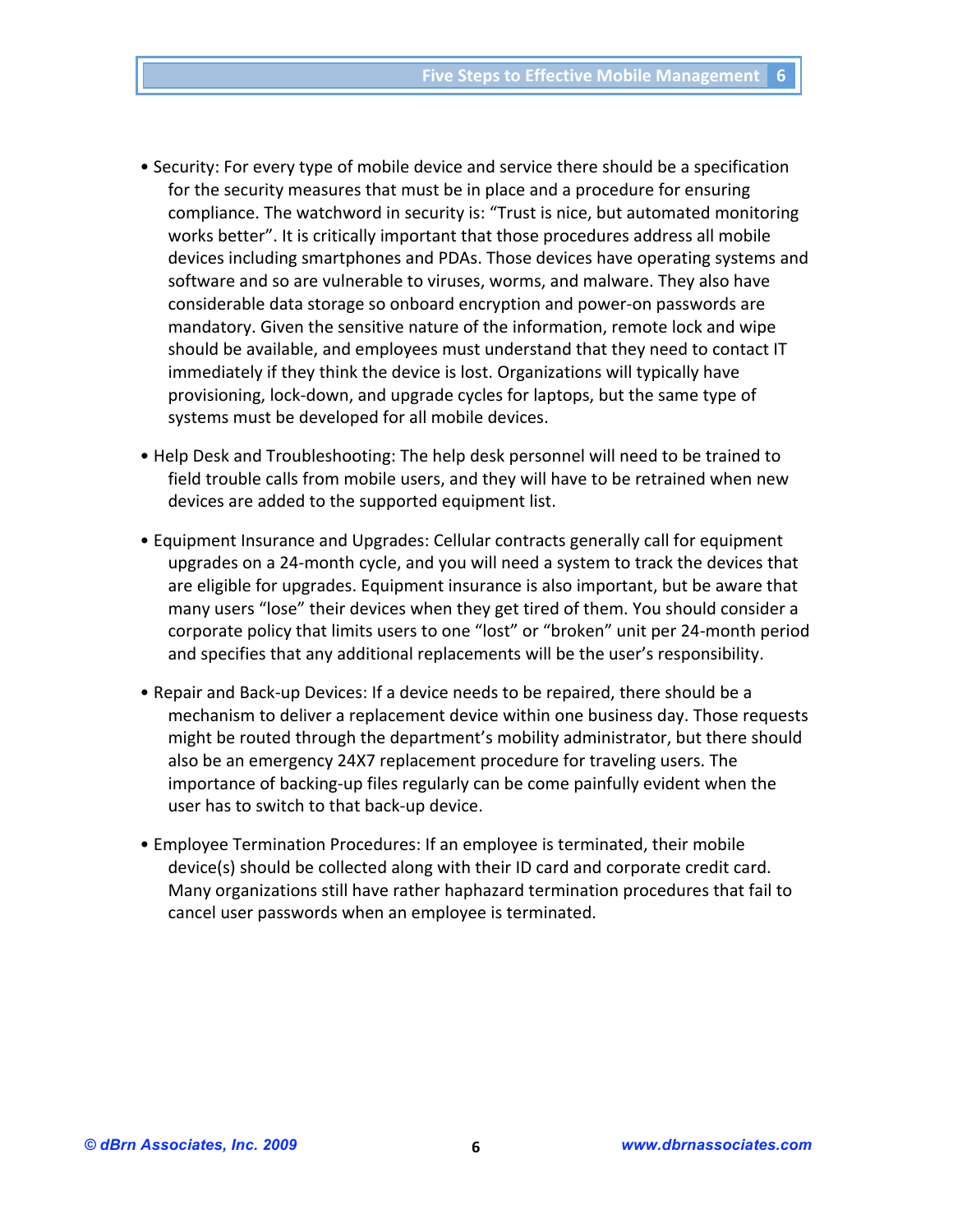- Security: For every type of mobile device and service there should be a specification for the security measures that must be in place and a procedure for ensuring compliance. The watchword in security is: “Trust is nice, but automated monitoring works better”. It is critically important that those procedures address all mobile devices including smartphones and PDAs. Those devices have operating systems and software and so are vulnerable to viruses, worms, and malware. They also have considerable data storage so onboard encryption and power-on passwords are mandatory. Given the sensitive nature of the information, remote lock and wipe should be available, and employees must understand that they need to contact IT immediately if they think the device is lost. Organizations will typically have provisioning, lock-down, and upgrade cycles for laptops, but the same type of systems must be developed for all mobile devices.

- Help Desk and Troubleshooting: The help desk personnel will need to be trained to field trouble calls from mobile users, and they will have to be retrained when new devices are added to the supported equipment list.

- Equipment Insurance and Upgrades: Cellular contracts generally call for equipment upgrades on a 24-month cycle, and you will need a system to track the devices that are eligible for upgrades. Equipment insurance is also important, but be aware that many users “lose” their devices when they get tired of them. You should consider a corporate policy that limits users to one “lost” or “broken” unit per 24-month period and specifies that any additional replacements will be the user’s responsibility.

- Repair and Back-up Devices: If a device needs to be repaired, there should be a mechanism to deliver a replacement device within one business day. Those requests might be routed through the department’s mobility administrator, but there should also be an emergency 24X7 replacement procedure for traveling users. The importance of backing-up files regularly can be come painfully evident when the user has to switch to that back-up device.

- Employee Termination Procedures: If an employee is terminated, their mobile device(s) should be collected along with their ID card and corporate credit card. Many organizations still have rather haphazard termination procedures that fail to cancel user passwords when an employee is terminated.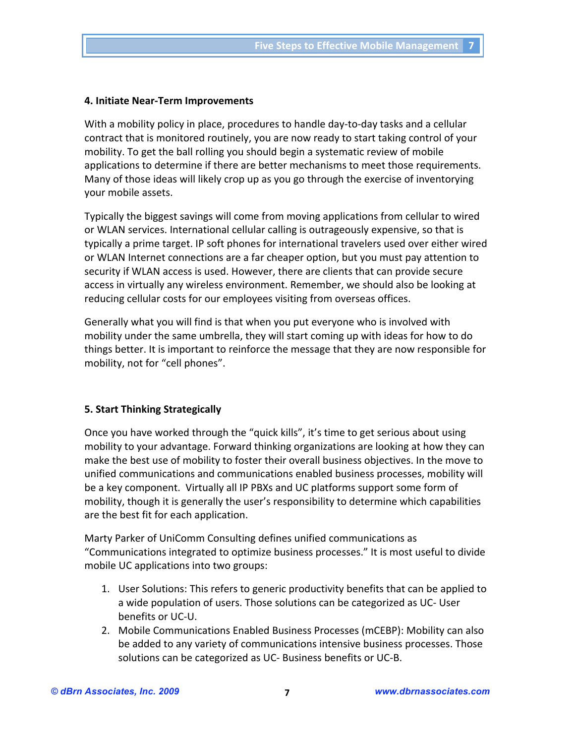### 4. Initiate Near-Term Improvements

With a mobility policy in place, procedures to handle day-to-day tasks and a cellular contract that is monitored routinely, you are now ready to start taking control of your mobility. To get the ball rolling you should begin a systematic review of mobile applications to determine if there are better mechanisms to meet those requirements. Many of those ideas will likely crop up as you go through the exercise of inventorying your mobile assets.

Typically the biggest savings will come from moving applications from cellular to wired or WLAN services. International cellular calling is outrageously expensive, so that is typically a prime target. IP soft phones for international travelers used over either wired or WLAN Internet connections are a far cheaper option, but you must pay attention to security if WLAN access is used. However, there are clients that can provide secure access in virtually any wireless environment. Remember, we should also be looking at reducing cellular costs for our employees visiting from overseas offices.

Generally what you will find is that when you put everyone who is involved with mobility under the same umbrella, they will start coming up with ideas for how to do things better. It is important to reinforce the message that they are now responsible for mobility, not for "cell phones".

### 5. Start Thinking Strategically

Once you have worked through the "quick kills", it's time to get serious about using mobility to your advantage. Forward thinking organizations are looking at how they can make the best use of mobility to foster their overall business objectives. In the move to unified communications and communications enabled business processes, mobility will be a key component. Virtually all IP PBXs and UC platforms support some form of mobility, though it is generally the user's responsibility to determine which capabilities are the best fit for each application.

Marty Parker of UniComm Consulting defines unified communications as "Communications integrated to optimize business processes." It is most useful to divide mobile UC applications into two groups:

1. User Solutions: This refers to generic productivity benefits that can be applied to a wide population of users. Those solutions can be categorized as UC- User benefits or UC-U.
2. Mobile Communications Enabled Business Processes (mCEBP): Mobility can also be added to any variety of communications intensive business processes. Those solutions can be categorized as UC- Business benefits or UC-B.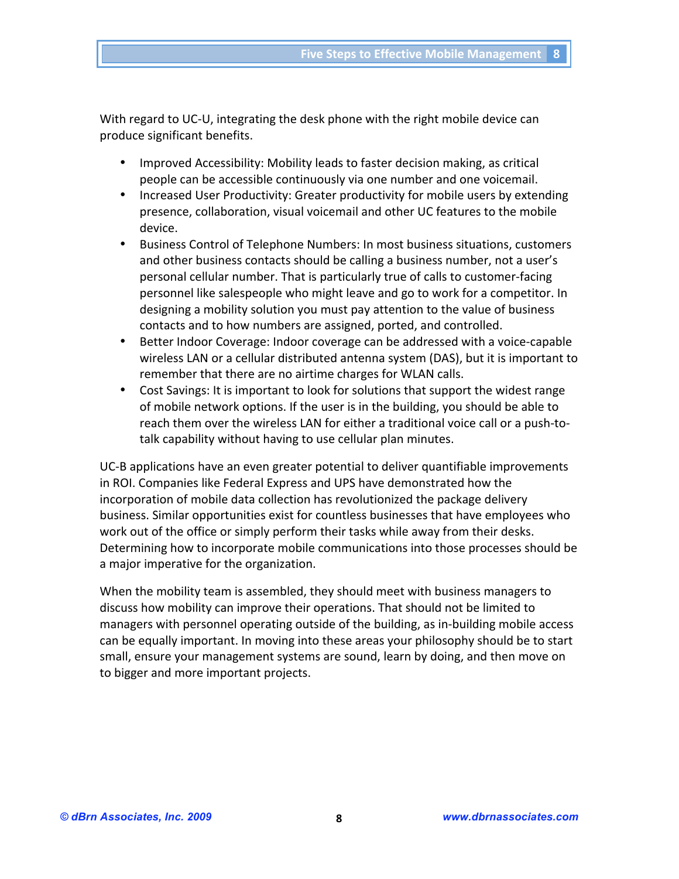With regard to UC-U, integrating the desk phone with the right mobile device can produce significant benefits.

- Improved Accessibility: Mobility leads to faster decision making, as critical people can be accessible continuously via one number and one voicemail.
- Increased User Productivity: Greater productivity for mobile users by extending presence, collaboration, visual voicemail and other UC features to the mobile device.
- Business Control of Telephone Numbers: In most business situations, customers and other business contacts should be calling a business number, not a user's personal cellular number. That is particularly true of calls to customer-facing personnel like salespeople who might leave and go to work for a competitor. In designing a mobility solution you must pay attention to the value of business contacts and to how numbers are assigned, ported, and controlled.
- Better Indoor Coverage: Indoor coverage can be addressed with a voice-capable wireless LAN or a cellular distributed antenna system (DAS), but it is important to remember that there are no airtime charges for WLAN calls.
- Cost Savings: It is important to look for solutions that support the widest range of mobile network options. If the user is in the building, you should be able to reach them over the wireless LAN for either a traditional voice call or a push-to-talk capability without having to use cellular plan minutes.

UC-B applications have an even greater potential to deliver quantifiable improvements in ROI. Companies like Federal Express and UPS have demonstrated how the incorporation of mobile data collection has revolutionized the package delivery business. Similar opportunities exist for countless businesses that have employees who work out of the office or simply perform their tasks while away from their desks. Determining how to incorporate mobile communications into those processes should be a major imperative for the organization.

When the mobility team is assembled, they should meet with business managers to discuss how mobility can improve their operations. That should not be limited to managers with personnel operating outside of the building, as in-building mobile access can be equally important. In moving into these areas your philosophy should be to start small, ensure your management systems are sound, learn by doing, and then move on to bigger and more important projects.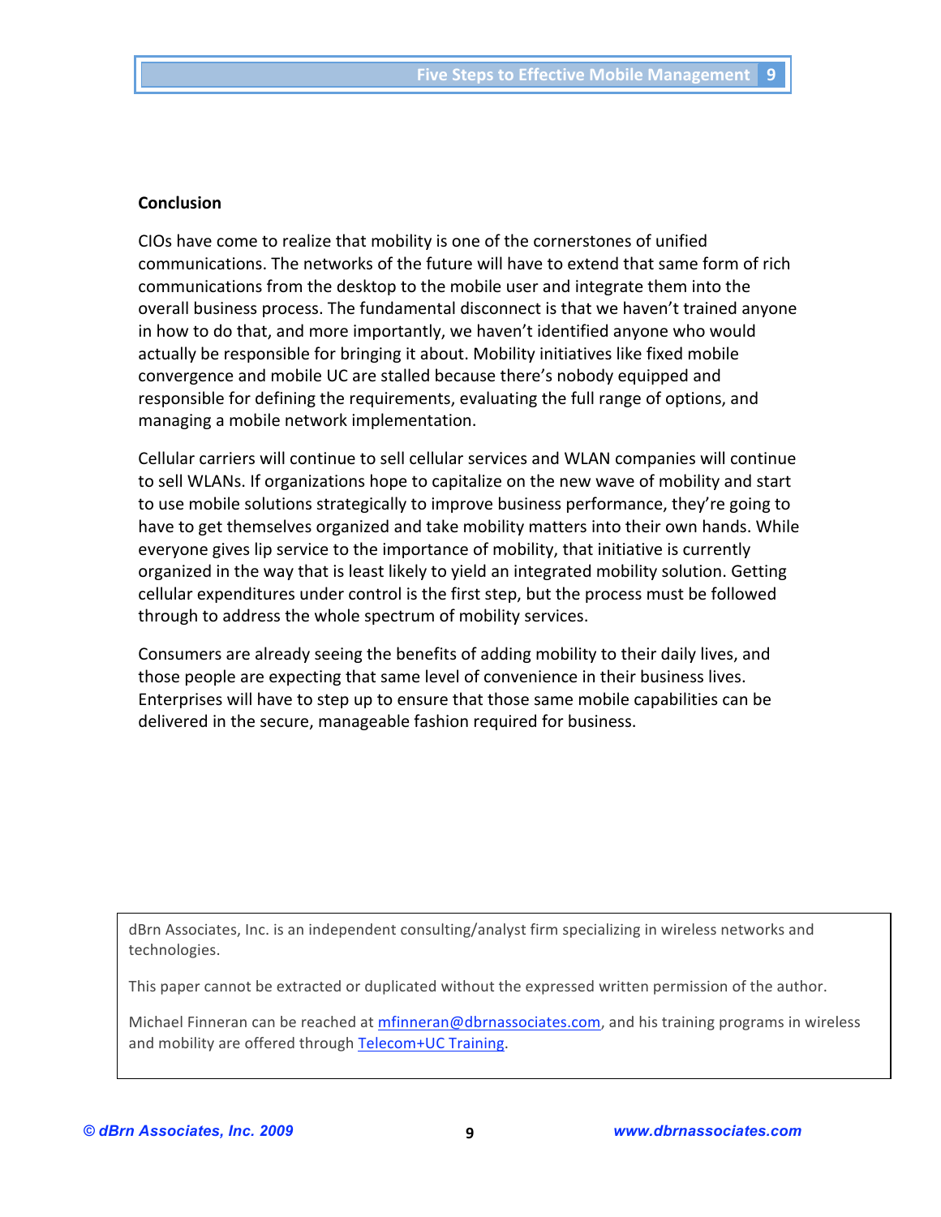## Conclusion

CIOs have come to realize that mobility is one of the cornerstones of unified communications. The networks of the future will have to extend that same form of rich communications from the desktop to the mobile user and integrate them into the overall business process. The fundamental disconnect is that we haven't trained anyone in how to do that, and more importantly, we haven't identified anyone who would actually be responsible for bringing it about. Mobility initiatives like fixed mobile convergence and mobile UC are stalled because there's nobody equipped and responsible for defining the requirements, evaluating the full range of options, and managing a mobile network implementation.

Cellular carriers will continue to sell cellular services and WLAN companies will continue to sell WLANs. If organizations hope to capitalize on the new wave of mobility and start to use mobile solutions strategically to improve business performance, they're going to have to get themselves organized and take mobility matters into their own hands. While everyone gives lip service to the importance of mobility, that initiative is currently organized in the way that is least likely to yield an integrated mobility solution. Getting cellular expenditures under control is the first step, but the process must be followed through to address the whole spectrum of mobility services.

Consumers are already seeing the benefits of adding mobility to their daily lives, and those people are expecting that same level of convenience in their business lives. Enterprises will have to step up to ensure that those same mobile capabilities can be delivered in the secure, manageable fashion required for business.

---

dBrn Associates, Inc. is an independent consulting/analyst firm specializing in wireless networks and technologies.

This paper cannot be extracted or duplicated without the expressed written permission of the author.

Michael Finneran can be reached at mfinneran@dbrnassociates.com, and his training programs in wireless and mobility are offered through Telecom+UC Training.